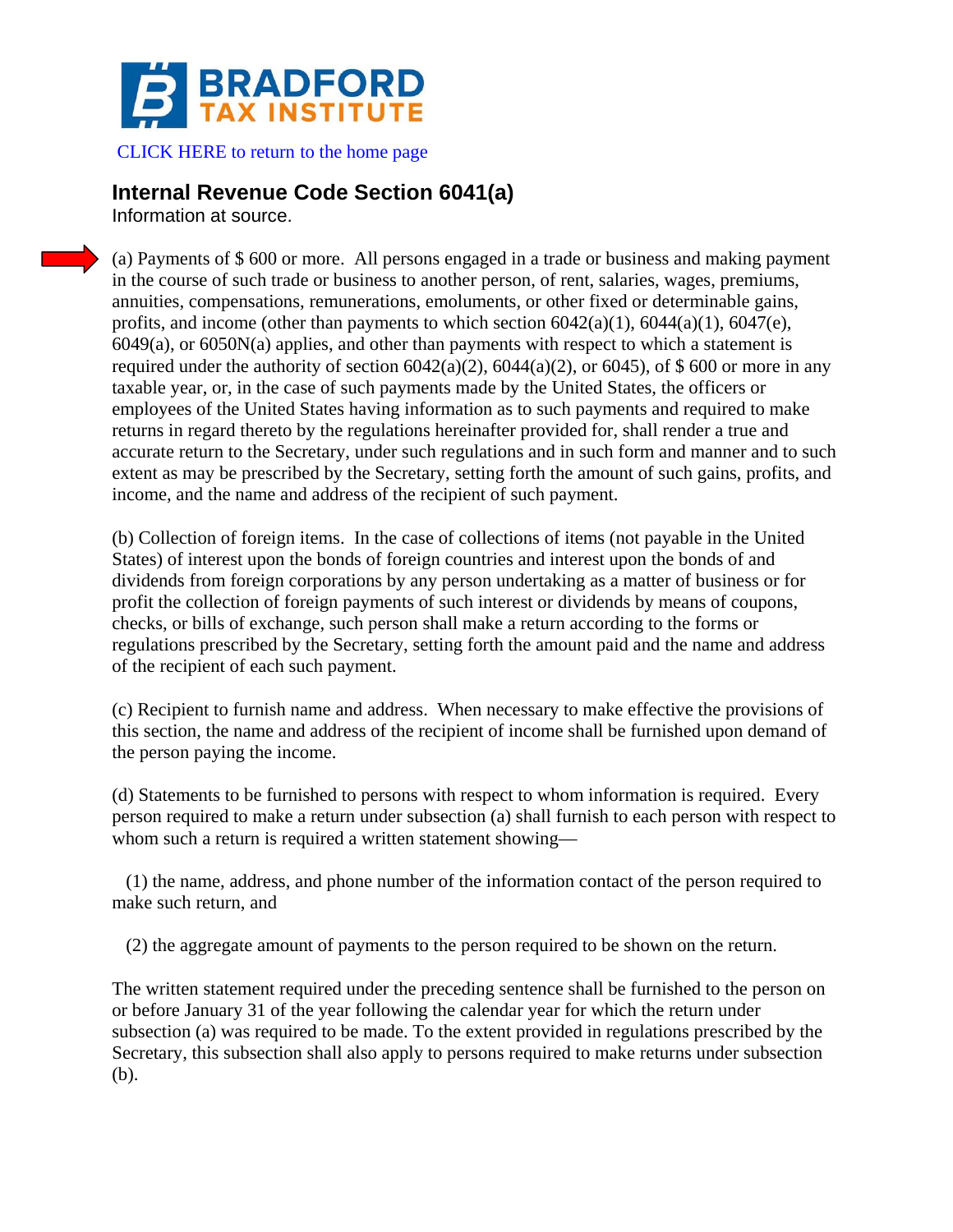BRADFORD TAX INSTITUTE

CLICK HERE to return to the home page

## Internal Revenue Code Section 6041(a)

Information at source.

(a) Payments of $ 600 or more. All persons engaged in a trade or business and making payment in the course of such trade or business to another person, of rent, salaries, wages, premiums, annuities, compensations, remunerations, emoluments, or other fixed or determinable gains, profits, and income (other than payments to which section 6042(a)(1), 6044(a)(1), 6047(e), 6049(a), or 6050N(a) applies, and other than payments with respect to which a statement is required under the authority of section 6042(a)(2), 6044(a)(2), or 6045), of $ 600 or more in any taxable year, or, in the case of such payments made by the United States, the officers or employees of the United States having information as to such payments and required to make returns in regard thereto by the regulations hereinafter provided for, shall render a true and accurate return to the Secretary, under such regulations and in such form and manner and to such extent as may be prescribed by the Secretary, setting forth the amount of such gains, profits, and income, and the name and address of the recipient of such payment.

(b) Collection of foreign items. In the case of collections of items (not payable in the United States) of interest upon the bonds of foreign countries and interest upon the bonds of and dividends from foreign corporations by any person undertaking as a matter of business or for profit the collection of foreign payments of such interest or dividends by means of coupons, checks, or bills of exchange, such person shall make a return according to the forms or regulations prescribed by the Secretary, setting forth the amount paid and the name and address of the recipient of each such payment.

(c) Recipient to furnish name and address. When necessary to make effective the provisions of this section, the name and address of the recipient of income shall be furnished upon demand of the person paying the income.

(d) Statements to be furnished to persons with respect to whom information is required. Every person required to make a return under subsection (a) shall furnish to each person with respect to whom such a return is required a written statement showing—

(1) the name, address, and phone number of the information contact of the person required to make such return, and

(2) the aggregate amount of payments to the person required to be shown on the return.

The written statement required under the preceding sentence shall be furnished to the person on or before January 31 of the year following the calendar year for which the return under subsection (a) was required to be made. To the extent provided in regulations prescribed by the Secretary, this subsection shall also apply to persons required to make returns under subsection (b).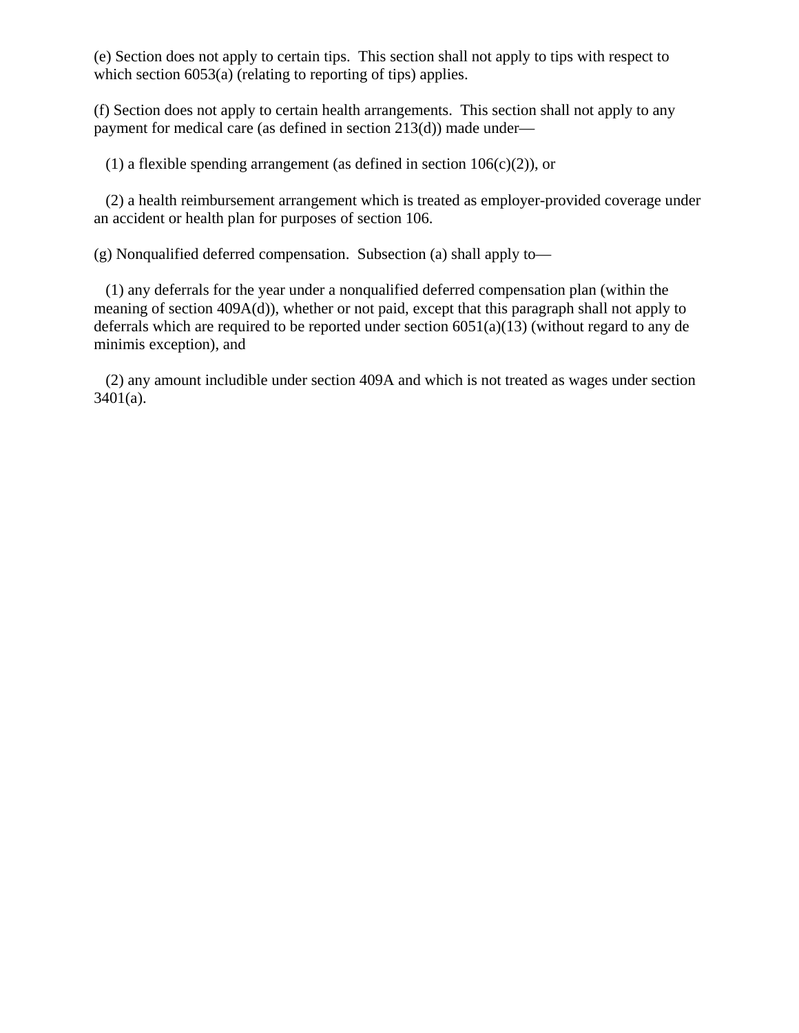(e) Section does not apply to certain tips. This section shall not apply to tips with respect to which section 6053(a) (relating to reporting of tips) applies.

(f) Section does not apply to certain health arrangements. This section shall not apply to any payment for medical care (as defined in section 213(d)) made under—

(1) a flexible spending arrangement (as defined in section 106(c)(2)), or

(2) a health reimbursement arrangement which is treated as employer-provided coverage under an accident or health plan for purposes of section 106.

(g) Nonqualified deferred compensation. Subsection (a) shall apply to—

(1) any deferrals for the year under a nonqualified deferred compensation plan (within the meaning of section 409A(d)), whether or not paid, except that this paragraph shall not apply to deferrals which are required to be reported under section 6051(a)(13) (without regard to any de minimis exception), and

(2) any amount includible under section 409A and which is not treated as wages under section 3401(a).